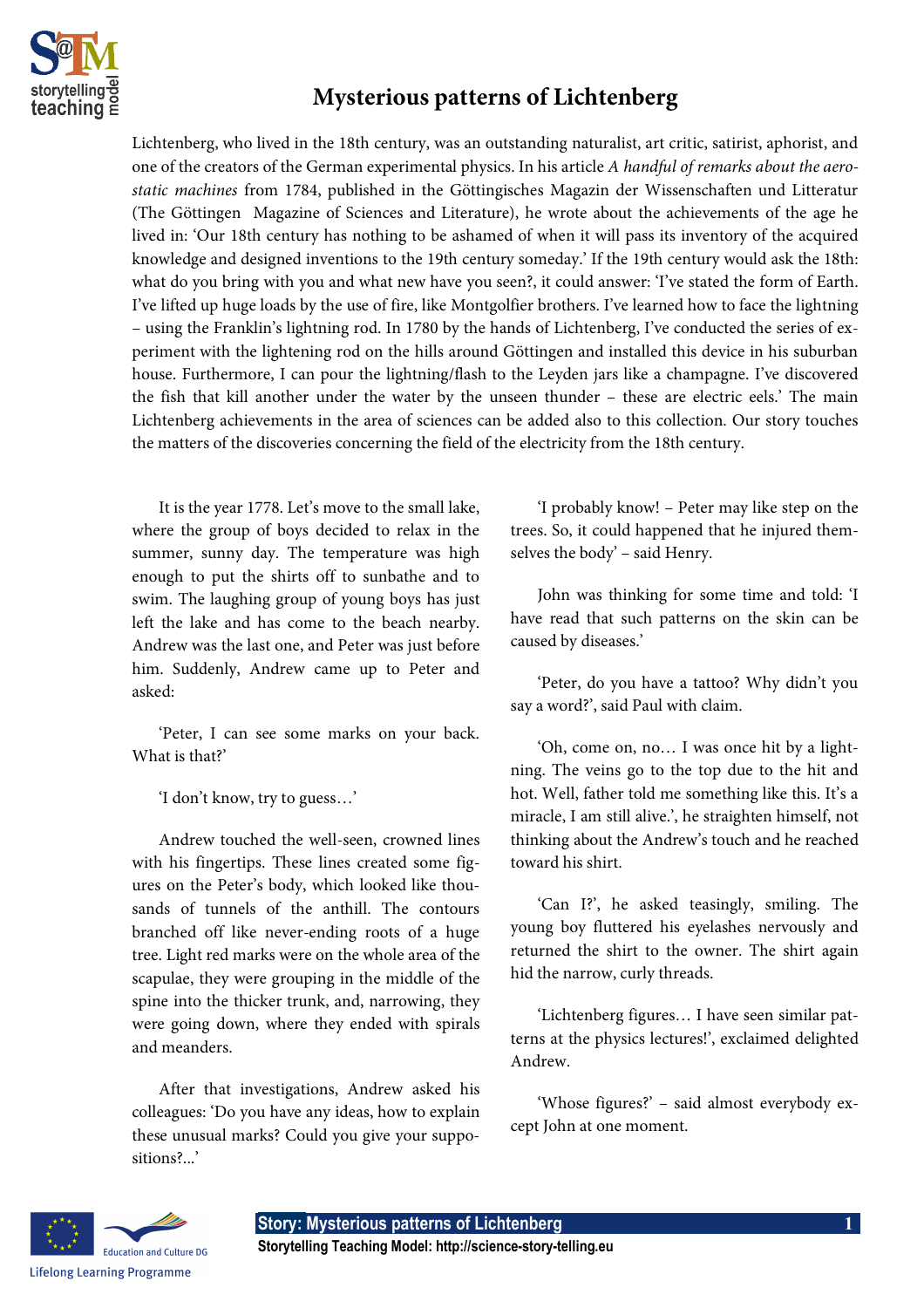# Mysterious patterns of Lichtenberg

Lichtenberg, who lived in the 18th century, was an outstanding naturalist, art critic, satirist, aphorist, and one of the creators of the German experimental physics. In his article *A handful of remarks about the aerostatic machines* from 1784, published in the Göttingisches Magazin der Wissenschaften und Litteratur (The Göttingen Magazine of Sciences and Literature), he wrote about the achievements of the age he lived in: 'Our 18th century has nothing to be ashamed of when it will pass its inventory of the acquired knowledge and designed inventions to the 19th century someday.' If the 19th century would ask the 18th: what do you bring with you and what new have you seen?, it could answer: 'I've stated the form of Earth. I've lifted up huge loads by the use of fire, like Montgolfier brothers. I've learned how to face the lightning – using the Franklin's lightning rod. In 1780 by the hands of Lichtenberg, I've conducted the series of experiment with the lightening rod on the hills around Göttingen and installed this device in his suburban house. Furthermore, I can pour the lightning/flash to the Leyden jars like a champagne. I've discovered the fish that kill another under the water by the unseen thunder – these are electric eels.' The main Lichtenberg achievements in the area of sciences can be added also to this collection. Our story touches the matters of the discoveries concerning the field of the electricity from the 18th century.

It is the year 1778. Let's move to the small lake, where the group of boys decided to relax in the summer, sunny day. The temperature was high enough to put the shirts off to sunbathe and to swim. The laughing group of young boys has just left the lake and has come to the beach nearby. Andrew was the last one, and Peter was just before him. Suddenly, Andrew came up to Peter and asked:

'Peter, I can see some marks on your back. What is that?'

'I don't know, try to guess…'

Andrew touched the well-seen, crowned lines with his fingertips. These lines created some figures on the Peter's body, which looked like thousands of tunnels of the anthill. The contours branched off like never-ending roots of a huge tree. Light red marks were on the whole area of the scapulae, they were grouping in the middle of the spine into the thicker trunk, and, narrowing, they were going down, where they ended with spirals and meanders.

After that investigations, Andrew asked his colleagues: 'Do you have any ideas, how to explain these unusual marks? Could you give your suppositions?...'

'I probably know! – Peter may like step on the trees. So, it could happened that he injured themselves the body' – said Henry.

John was thinking for some time and told: 'I have read that such patterns on the skin can be caused by diseases.'

'Peter, do you have a tattoo? Why didn't you say a word?', said Paul with claim.

'Oh, come on, no… I was once hit by a lightning. The veins go to the top due to the hit and hot. Well, father told me something like this. It's a miracle, I am still alive.', he straighten himself, not thinking about the Andrew's touch and he reached toward his shirt.

'Can I?', he asked teasingly, smiling. The young boy fluttered his eyelashes nervously and returned the shirt to the owner. The shirt again hid the narrow, curly threads.

'Lichtenberg figures… I have seen similar patterns at the physics lectures!', exclaimed delighted Andrew.

'Whose figures?' – said almost everybody except John at one moment.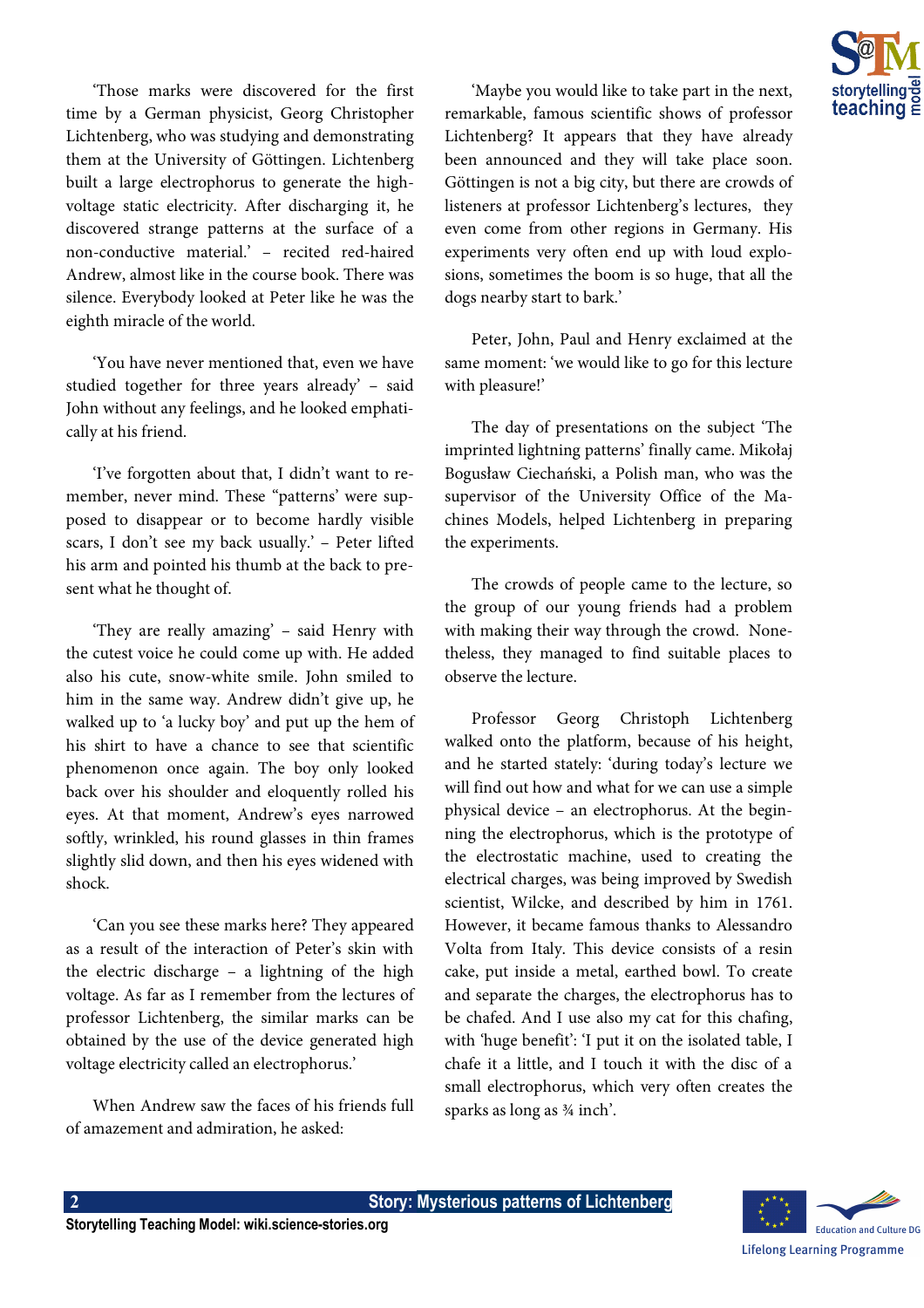‘Those marks were discovered for the first time by a German physicist, Georg Christopher Lichtenberg, who was studying and demonstrating them at the University of Göttingen. Lichtenberg built a large electrophorus to generate the high-voltage static electricity. After discharging it, he discovered strange patterns at the surface of a non-conductive material.’ – recited red-haired Andrew, almost like in the course book. There was silence. Everybody looked at Peter like he was the eighth miracle of the world.

‘You have never mentioned that, even we have studied together for three years already’ – said John without any feelings, and he looked emphatically at his friend.

‘I’ve forgotten about that, I didn’t want to remember, never mind. These “patterns” were supposed to disappear or to become hardly visible scars, I don’t see my back usually.’ – Peter lifted his arm and pointed his thumb at the back to present what he thought of.

‘They are really amazing’ – said Henry with the cutest voice he could come up with. He added also his cute, snow-white smile. John smiled to him in the same way. Andrew didn’t give up, he walked up to ‘a lucky boy’ and put up the hem of his shirt to have a chance to see that scientific phenomenon once again. The boy only looked back over his shoulder and eloquently rolled his eyes. At that moment, Andrew’s eyes narrowed softly, wrinkled, his round glasses in thin frames slightly slid down, and then his eyes widened with shock.

‘Can you see these marks here? They appeared as a result of the interaction of Peter’s skin with the electric discharge – a lightning of the high voltage. As far as I remember from the lectures of professor Lichtenberg, the similar marks can be obtained by the use of the device generated high voltage electricity called an electrophorus.’

When Andrew saw the faces of his friends full of amazement and admiration, he asked:

‘Maybe you would like to take part in the next, remarkable, famous scientific shows of professor Lichtenberg? It appears that they have already been announced and they will take place soon. Göttingen is not a big city, but there are crowds of listeners at professor Lichtenberg’s lectures, they even come from other regions in Germany. His experiments very often end up with loud explosions, sometimes the boom is so huge, that all the dogs nearby start to bark.’

Peter, John, Paul and Henry exclaimed at the same moment: ‘we would like to go for this lecture with pleasure!’

The day of presentations on the subject ‘The imprinted lightning patterns’ finally came. Mikołaj Bogusław Ciechański, a Polish man, who was the supervisor of the University Office of the Machines Models, helped Lichtenberg in preparing the experiments.

The crowds of people came to the lecture, so the group of our young friends had a problem with making their way through the crowd. Nonetheless, they managed to find suitable places to observe the lecture.

Professor Georg Christoph Lichtenberg walked onto the platform, because of his height, and he started stately: ‘during today’s lecture we will find out how and what for we can use a simple physical device – an electrophorus. At the beginning the electrophorus, which is the prototype of the electrostatic machine, used to creating the electrical charges, was being improved by Swedish scientist, Wilcke, and described by him in 1761. However, it became famous thanks to Alessandro Volta from Italy. This device consists of a resin cake, put inside a metal, earthed bowl. To create and separate the charges, the electrophorus has to be chafed. And I use also my cat for this chafing, with ‘huge benefit’: ‘I put it on the isolated table, I chafe it a little, and I touch it with the disc of a small electrophorus, which very often creates the sparks as long as ¾ inch’.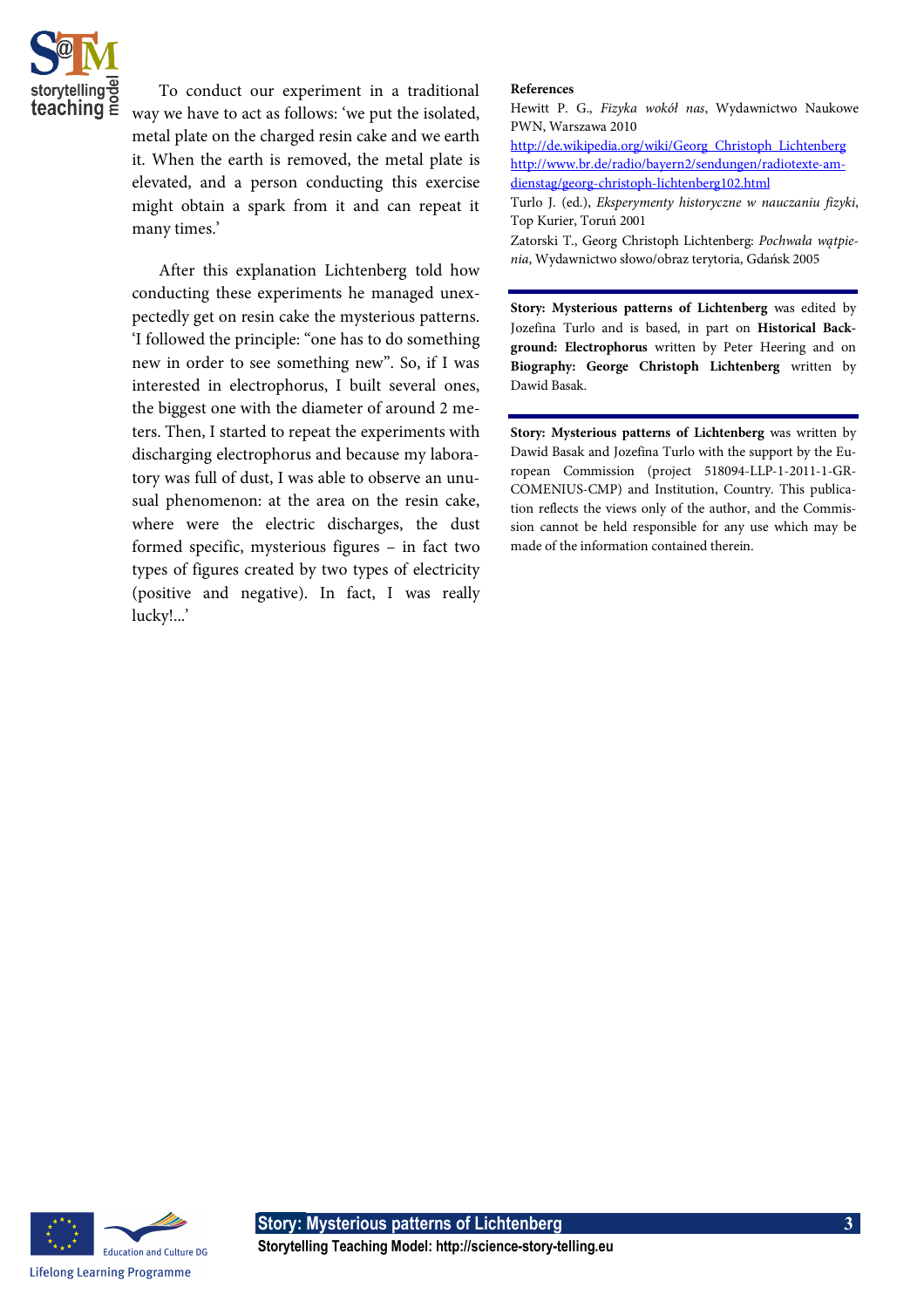To conduct our experiment in a traditional way we have to act as follows: 'we put the isolated, metal plate on the charged resin cake and we earth it. When the earth is removed, the metal plate is elevated, and a person conducting this exercise might obtain a spark from it and can repeat it many times.'

After this explanation Lichtenberg told how conducting these experiments he managed unexpectedly get on resin cake the mysterious patterns. 'I followed the principle: "one has to do something new in order to see something new". So, if I was interested in electrophorus, I built several ones, the biggest one with the diameter of around 2 meters. Then, I started to repeat the experiments with discharging electrophorus and because my laboratory was full of dust, I was able to observe an unusual phenomenon: at the area on the resin cake, where were the electric discharges, the dust formed specific, mysterious figures – in fact two types of figures created by two types of electricity (positive and negative). In fact, I was really lucky!...'

**References**

Hewitt P. G., *Fizyka wokół nas*, Wydawnictwo Naukowe PWN, Warszawa 2010

http://de.wikipedia.org/wiki/Georg_Christoph_Lichtenberg

http://www.br.de/radio/bayern2/sendungen/radiotexte-am-dienstag/georg-christoph-lichtenberg102.html

Turlo J. (ed.), *Eksperymenty historyczne w nauczaniu fizyki*, Top Kurier, Toruń 2001

Zatorski T., Georg Christoph Lichtenberg: *Pochwała wątpienia*, Wydawnictwo słowo/obraz terytoria, Gdańsk 2005

---

**Story: Mysterious patterns of Lichtenberg** was edited by Jozefina Turlo and is based, in part on **Historical Background: Electrophorus** written by Peter Heering and on **Biography: George Christoph Lichtenberg** written by Dawid Basak.

---

**Story: Mysterious patterns of Lichtenberg** was written by Dawid Basak and Jozefina Turlo with the support by the European Commission (project 518094-LLP-1-2011-1-GR-COMENIUS-CMP) and Institution, Country. This publication reflects the views only of the author, and the Commission cannot be held responsible for any use which may be made of the information contained therein.